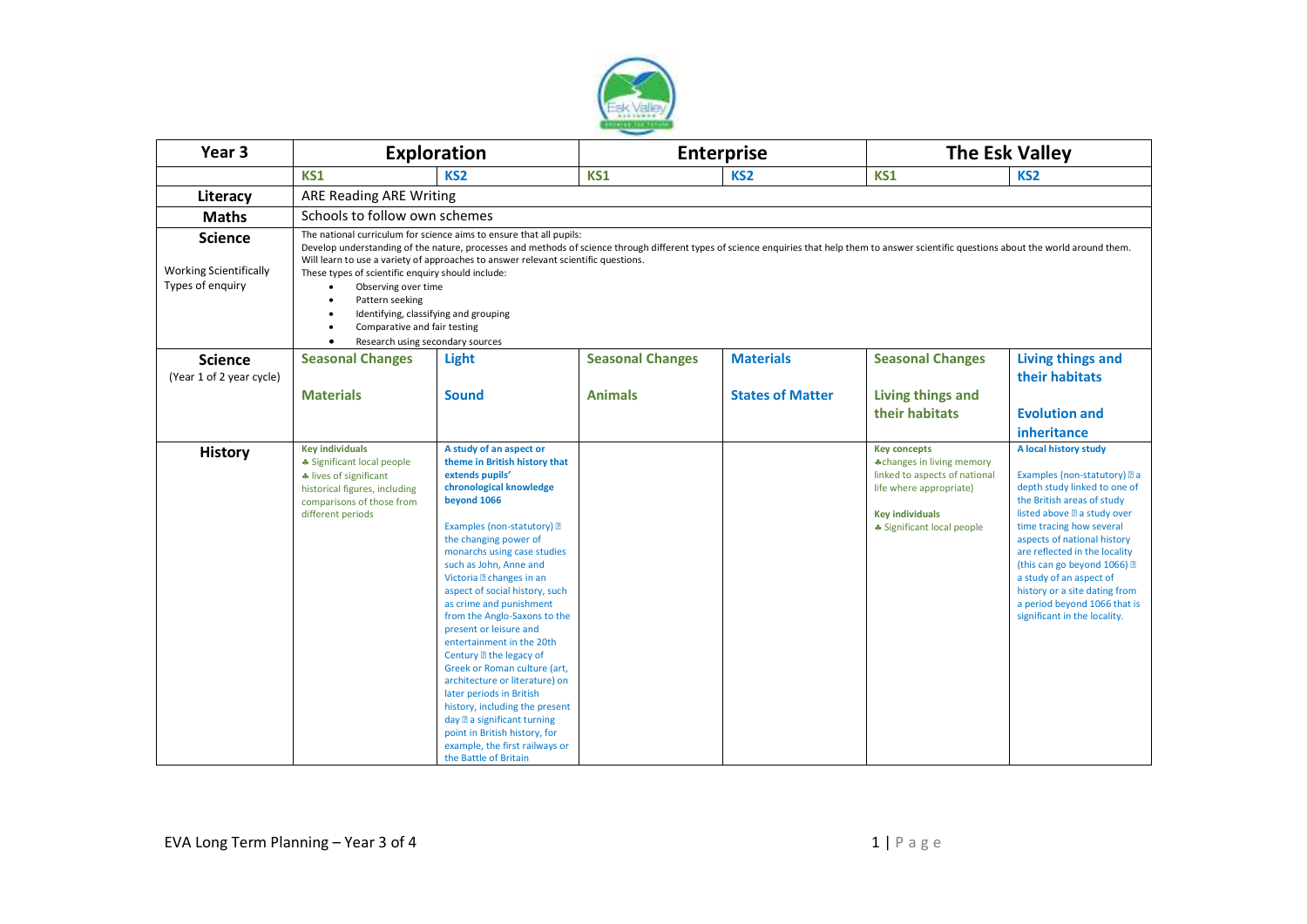| Year 3 | Exploration | | Enterprise | | The Esk Valley | |
|---|---|---|---|---|---|---|
| | KS1 | KS2 | KS1 | KS2 | KS1 | KS2 |
| **Literacy** | ARE Reading ARE Writing | | | | | |
| **Maths** | Schools to follow own schemes | | | | | |
| **Science**<br><br>Working Scientifically<br>Types of enquiry | The national curriculum for science aims to ensure that all pupils:<br>Develop understanding of the nature, processes and methods of science through different types of science enquiries that help them to answer scientific questions about the world around them.<br>Will learn to use a variety of approaches to answer relevant scientific questions.<br>These types of scientific enquiry should include:<br>• Observing over time<br>• Pattern seeking<br>• Identifying, classifying and grouping<br>• Comparative and fair testing<br>• Research using secondary sources | | | | | |
| **Science**<br>(Year 1 of 2 year cycle) | **Seasonal Changes**<br><br>**Materials** | **Light**<br><br>**Sound** | **Seasonal Changes**<br><br>**Animals** | **Materials**<br><br>**States of Matter** | **Seasonal Changes**<br><br>**Living things and their habitats** | **Living things and their habitats**<br><br>**Evolution and inheritance** |
| **History** | **Key individuals**<br>♣ Significant local people<br>♣ lives of significant historical figures, including comparisons of those from different periods | **A study of an aspect or theme in British history that extends pupils' chronological knowledge beyond 1066**<br><br>Examples (non-statutory) ▯ the changing power of monarchs using case studies such as John, Anne and Victoria ▯ changes in an aspect of social history, such as crime and punishment from the Anglo-Saxons to the present or leisure and entertainment in the 20th Century ▯ the legacy of Greek or Roman culture (art, architecture or literature) on later periods in British history, including the present day ▯ a significant turning point in British history, for example, the first railways or the Battle of Britain | | | **Key concepts**<br>♣changes in living memory linked to aspects of national life where appropriate)<br><br>**Key individuals**<br>♣ Significant local people | **A local history study**<br><br>Examples (non-statutory) ▯ a depth study linked to one of the British areas of study listed above ▯ a study over time tracing how several aspects of national history are reflected in the locality (this can go beyond 1066) ▯ a study of an aspect of history or a site dating from a period beyond 1066 that is significant in the locality. |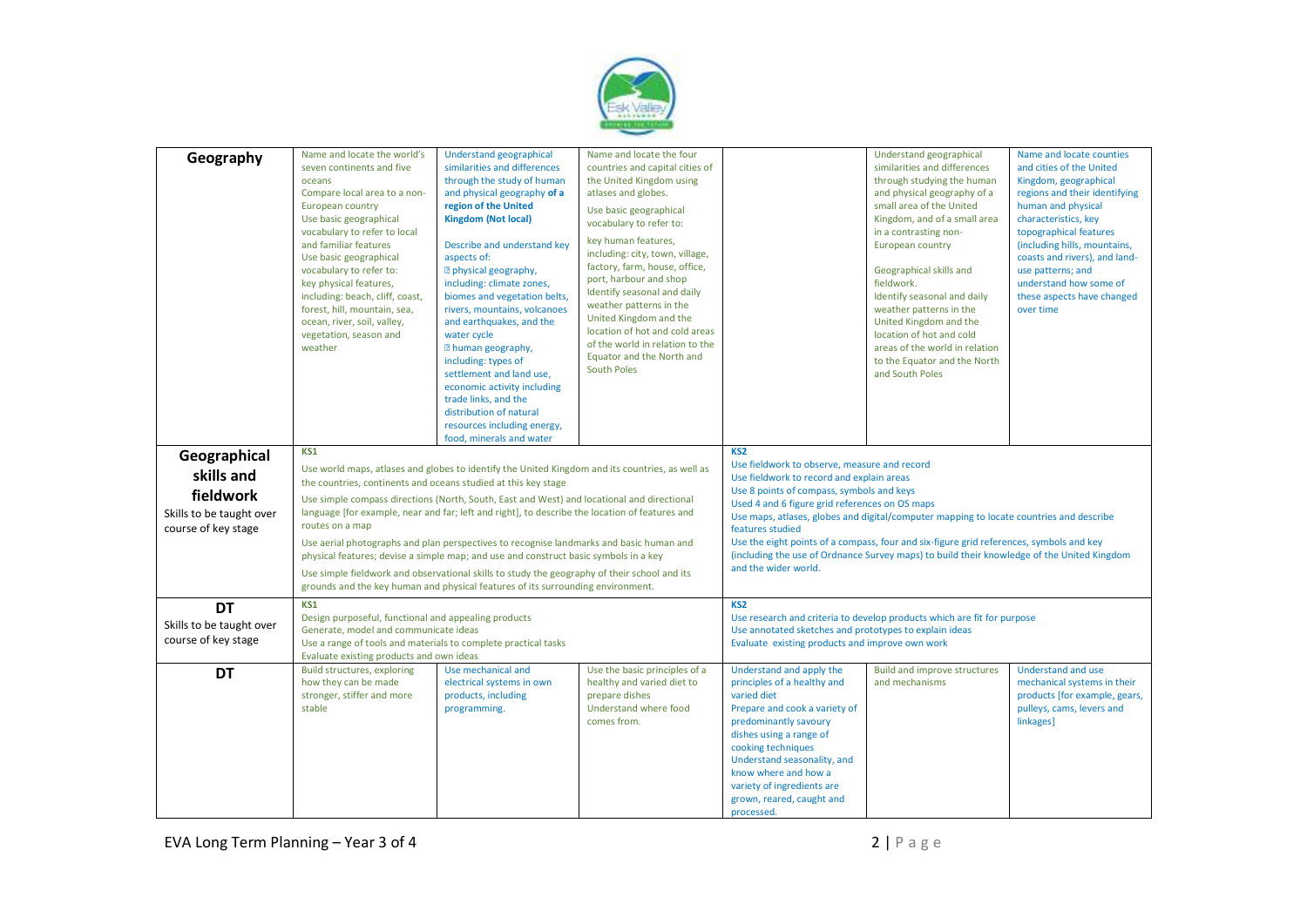| | | | | | | |
|---|---|---|---|---|---|---|
| **Geography** | Name and locate the world's seven continents and five oceans<br>Compare local area to a non-European country<br>Use basic geographical vocabulary to refer to local and familiar features<br>Use basic geographical vocabulary to refer to:<br>key physical features, including: beach, cliff, coast, forest, hill, mountain, sea, ocean, river, soil, valley, vegetation, season and weather | Understand geographical similarities and differences through the study of human and physical geography **of a region of the United Kingdom (Not local)**<br><br>Describe and understand key aspects of:<br>physical geography, including: climate zones, biomes and vegetation belts, rivers, mountains, volcanoes and earthquakes, and the water cycle<br>human geography, including: types of settlement and land use, economic activity including trade links, and the distribution of natural resources including energy, food, minerals and water | Name and locate the four countries and capital cities of the United Kingdom using atlases and globes.<br>Use basic geographical vocabulary to refer to:<br>key human features, including: city, town, village, factory, farm, house, office, port, harbour and shop<br>Identify seasonal and daily weather patterns in the United Kingdom and the location of hot and cold areas of the world in relation to the Equator and the North and South Poles | | Understand geographical similarities and differences through studying the human and physical geography of a small area of the United Kingdom, and of a small area in a contrasting non-European country<br><br>Geographical skills and fieldwork.<br>Identify seasonal and daily weather patterns in the United Kingdom and the location of hot and cold areas of the world in relation to the Equator and the North and South Poles | Name and locate counties and cities of the United Kingdom, geographical regions and their identifying human and physical characteristics, key topographical features (including hills, mountains, coasts and rivers), and land-use patterns; and understand how some of these aspects have changed over time |
| **Geographical skills and fieldwork**<br>Skills to be taught over course of key stage | **KS1**<br>Use world maps, atlases and globes to identify the United Kingdom and its countries, as well as the countries, continents and oceans studied at this key stage<br>Use simple compass directions (North, South, East and West) and locational and directional language [for example, near and far; left and right], to describe the location of features and routes on a map<br>Use aerial photographs and plan perspectives to recognise landmarks and basic human and physical features; devise a simple map; and use and construct basic symbols in a key<br>Use simple fieldwork and observational skills to study the geography of their school and its grounds and the key human and physical features of its surrounding environment. | | | **KS2**<br>Use fieldwork to observe, measure and record<br>Use fieldwork to record and explain areas<br>Use 8 points of compass, symbols and keys<br>Used 4 and 6 figure grid references on OS maps<br>Use maps, atlases, globes and digital/computer mapping to locate countries and describe features studied<br>Use the eight points of a compass, four and six-figure grid references, symbols and key (including the use of Ordnance Survey maps) to build their knowledge of the United Kingdom and the wider world. | | |
| **DT**<br>Skills to be taught over course of key stage | **KS1**<br>Design purposeful, functional and appealing products<br>Generate, model and communicate ideas<br>Use a range of tools and materials to complete practical tasks<br>Evaluate existing products and own ideas | | | **KS2**<br>Use research and criteria to develop products which are fit for purpose<br>Use annotated sketches and prototypes to explain ideas<br>Evaluate existing products and improve own work | | |
| **DT** | Build structures, exploring how they can be made stronger, stiffer and more stable | Use mechanical and electrical systems in own products, including programming. | Use the basic principles of a healthy and varied diet to prepare dishes<br>Understand where food comes from. | Understand and apply the principles of a healthy and varied diet<br>Prepare and cook a variety of predominantly savoury dishes using a range of cooking techniques<br>Understand seasonality, and know where and how a variety of ingredients are grown, reared, caught and processed. | Build and improve structures and mechanisms | Understand and use mechanical systems in their products [for example, gears, pulleys, cams, levers and linkages] |

EVA Long Term Planning – Year 3 of 4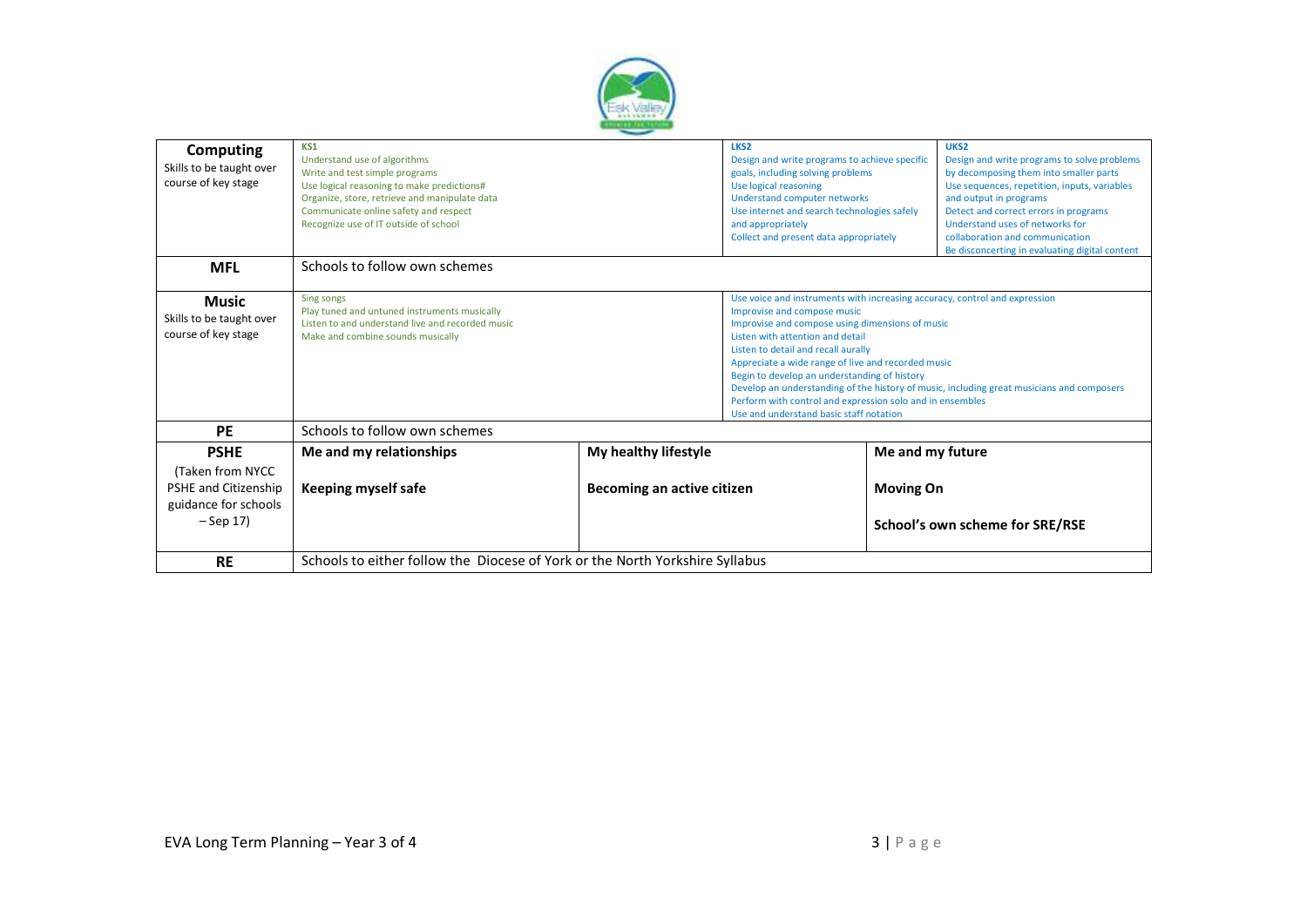| | | | | |
|---|---|---|---|---|
| **Computing**<br>Skills to be taught over course of key stage | **KS1**<br>Understand use of algorithms<br>Write and test simple programs<br>Use logical reasoning to make predictions#<br>Organize, store, retrieve and manipulate data<br>Communicate online safety and respect<br>Recognize use of IT outside of school | | **LKS2**<br>Design and write programs to achieve specific goals, including solving problems<br>Use logical reasoning<br>Understand computer networks<br>Use internet and search technologies safely and appropriately<br>Collect and present data appropriately | **UKS2**<br>Design and write programs to solve problems by decomposing them into smaller parts<br>Use sequences, repetition, inputs, variables and output in programs<br>Detect and correct errors in programs<br>Understand uses of networks for collaboration and communication<br>Be disconcerting in evaluating digital content |
| **MFL** | Schools to follow own schemes | | | |
| **Music**<br>Skills to be taught over course of key stage | Sing songs<br>Play tuned and untuned instruments musically<br>Listen to and understand live and recorded music<br>Make and combine sounds musically | | Use voice and instruments with increasing accuracy, control and expression<br>Improvise and compose music<br>Improvise and compose using dimensions of music<br>Listen with attention and detail<br>Listen to detail and recall aurally<br>Appreciate a wide range of live and recorded music<br>Begin to develop an understanding of history<br>Develop an understanding of the history of music, including great musicians and composers<br>Perform with control and expression solo and in ensembles<br>Use and understand basic staff notation | |
| **PE** | Schools to follow own schemes | | | |
| **PSHE**<br>(Taken from NYCC PSHE and Citizenship guidance for schools – Sep 17) | **Me and my relationships**<br><br>**Keeping myself safe** | **My healthy lifestyle**<br><br>**Becoming an active citizen** | **Me and my future**<br><br>**Moving On**<br><br>**School's own scheme for SRE/RSE** | |
| **RE** | Schools to either follow the Diocese of York or the North Yorkshire Syllabus | | | |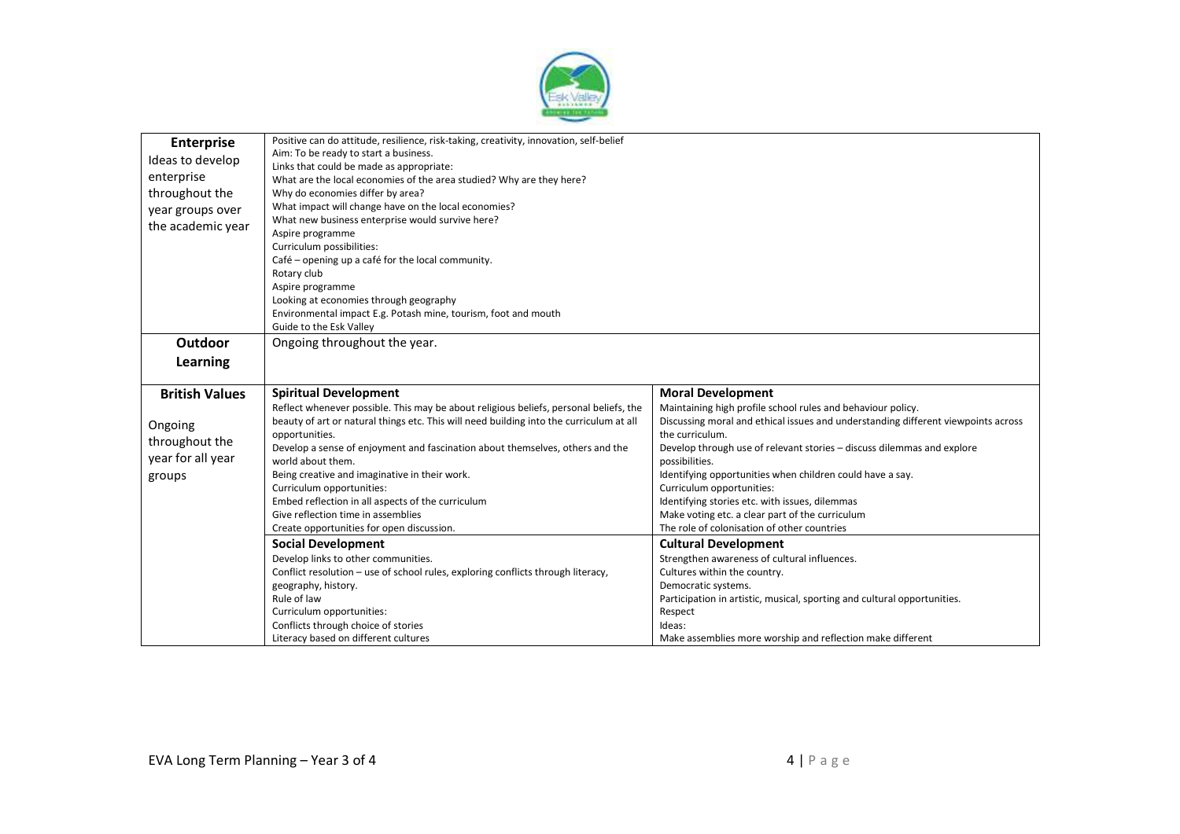| | | |
|---|---|---|
| **Enterprise**<br>Ideas to develop enterprise throughout the year groups over the academic year | Positive can do attitude, resilience, risk-taking, creativity, innovation, self-belief<br>Aim: To be ready to start a business.<br>Links that could be made as appropriate:<br>What are the local economies of the area studied? Why are they here?<br>Why do economies differ by area?<br>What impact will change have on the local economies?<br>What new business enterprise would survive here?<br>Aspire programme<br>Curriculum possibilities:<br>Café – opening up a café for the local community.<br>Rotary club<br>Aspire programme<br>Looking at economies through geography<br>Environmental impact E.g. Potash mine, tourism, foot and mouth<br>Guide to the Esk Valley | |
| **Outdoor Learning** | Ongoing throughout the year. | |
| **British Values**<br><br>Ongoing throughout the year for all year groups | **Spiritual Development**<br>Reflect whenever possible. This may be about religious beliefs, personal beliefs, the beauty of art or natural things etc. This will need building into the curriculum at all opportunities.<br>Develop a sense of enjoyment and fascination about themselves, others and the world about them.<br>Being creative and imaginative in their work.<br>Curriculum opportunities:<br>Embed reflection in all aspects of the curriculum<br>Give reflection time in assemblies<br>Create opportunities for open discussion. | **Moral Development**<br>Maintaining high profile school rules and behaviour policy.<br>Discussing moral and ethical issues and understanding different viewpoints across the curriculum.<br>Develop through use of relevant stories – discuss dilemmas and explore possibilities.<br>Identifying opportunities when children could have a say.<br>Curriculum opportunities:<br>Identifying stories etc. with issues, dilemmas<br>Make voting etc. a clear part of the curriculum<br>The role of colonisation of other countries |
| | **Social Development**<br>Develop links to other communities.<br>Conflict resolution – use of school rules, exploring conflicts through literacy, geography, history.<br>Rule of law<br>Curriculum opportunities:<br>Conflicts through choice of stories<br>Literacy based on different cultures | **Cultural Development**<br>Strengthen awareness of cultural influences.<br>Cultures within the country.<br>Democratic systems.<br>Participation in artistic, musical, sporting and cultural opportunities.<br>Respect<br>Ideas:<br>Make assemblies more worship and reflection make different |